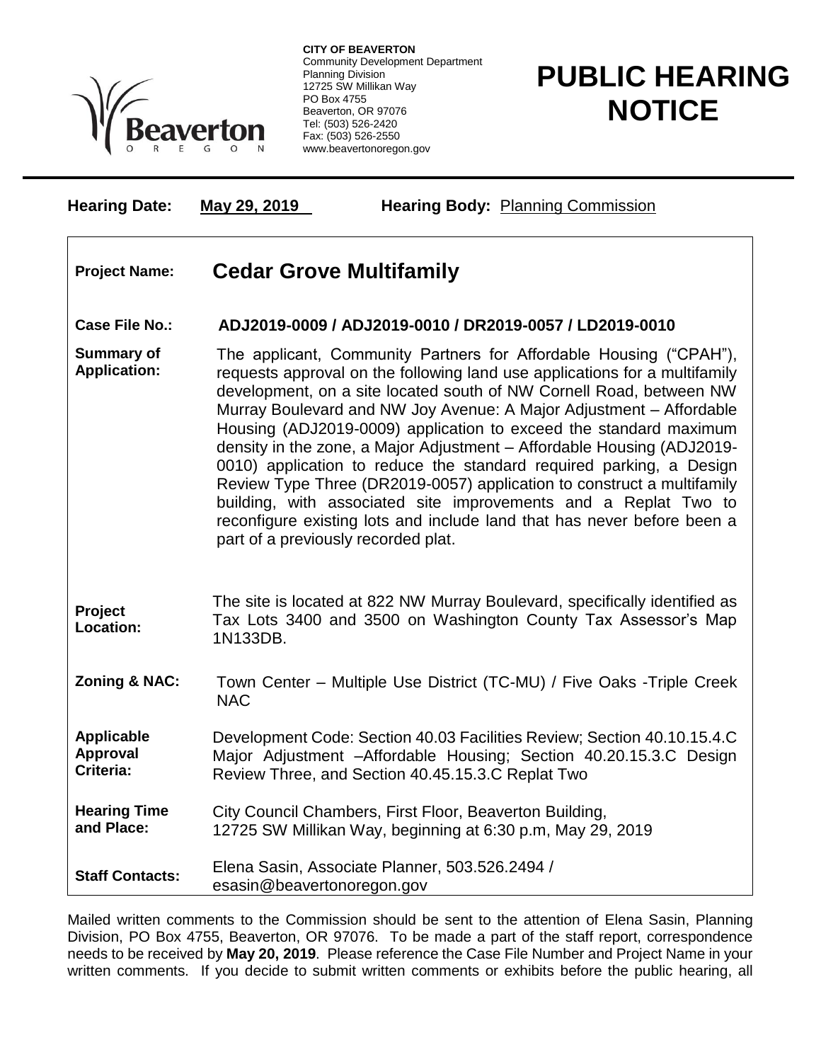**CITY OF BEAVERTON**
Community Development Department
Planning Division
12725 SW Millikan Way
PO Box 4755
Beaverton, OR 97076
Tel: (503) 526-2420
Fax: (503) 526-2550
www.beavertonoregon.gov

# PUBLIC HEARING NOTICE

**Hearing Date:** **May 29, 2019** **Hearing Body:** Planning Commission

| | |
|---|---|
| **Project Name:** | **Cedar Grove Multifamily** |
| **Case File No.:** | **ADJ2019-0009 / ADJ2019-0010 / DR2019-0057 / LD2019-0010** |
| **Summary of Application:** | The applicant, Community Partners for Affordable Housing ("CPAH"), requests approval on the following land use applications for a multifamily development, on a site located south of NW Cornell Road, between NW Murray Boulevard and NW Joy Avenue: A Major Adjustment – Affordable Housing (ADJ2019-0009) application to exceed the standard maximum density in the zone, a Major Adjustment – Affordable Housing (ADJ2019-0010) application to reduce the standard required parking, a Design Review Type Three (DR2019-0057) application to construct a multifamily building, with associated site improvements and a Replat Two to reconfigure existing lots and include land that has never before been a part of a previously recorded plat. |
| **Project Location:** | The site is located at 822 NW Murray Boulevard, specifically identified as Tax Lots 3400 and 3500 on Washington County Tax Assessor's Map 1N133DB. |
| **Zoning & NAC:** | Town Center – Multiple Use District (TC-MU) / Five Oaks -Triple Creek NAC |
| **Applicable Approval Criteria:** | Development Code: Section 40.03 Facilities Review; Section 40.10.15.4.C Major Adjustment –Affordable Housing; Section 40.20.15.3.C Design Review Three, and Section 40.45.15.3.C Replat Two |
| **Hearing Time and Place:** | City Council Chambers, First Floor, Beaverton Building, 12725 SW Millikan Way, beginning at 6:30 p.m, May 29, 2019 |
| **Staff Contacts:** | Elena Sasin, Associate Planner, 503.526.2494 / esasin@beavertonoregon.gov |

Mailed written comments to the Commission should be sent to the attention of Elena Sasin, Planning Division, PO Box 4755, Beaverton, OR 97076. To be made a part of the staff report, correspondence needs to be received by **May 20, 2019**. Please reference the Case File Number and Project Name in your written comments. If you decide to submit written comments or exhibits before the public hearing, all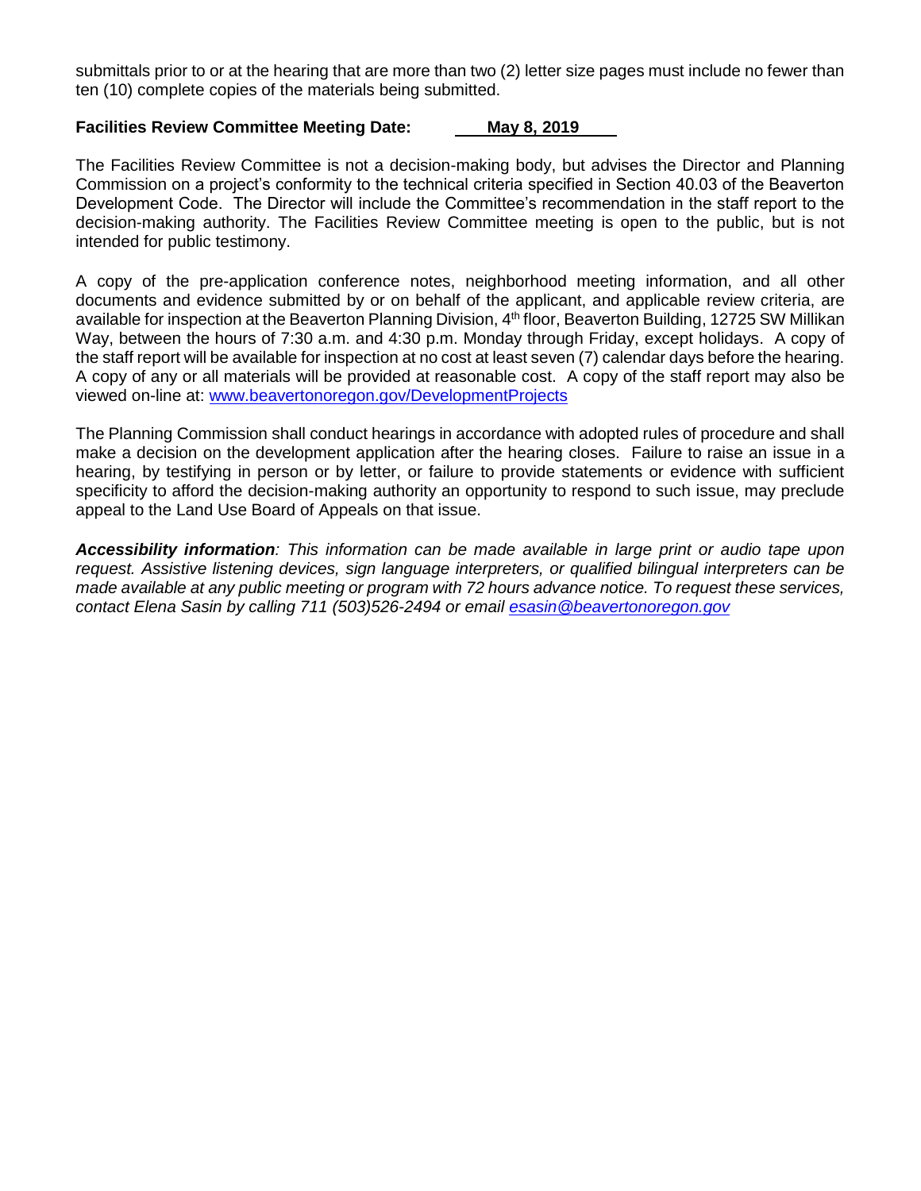submittals prior to or at the hearing that are more than two (2) letter size pages must include no fewer than ten (10) complete copies of the materials being submitted.

**Facilities Review Committee Meeting Date:** **May 8, 2019**

The Facilities Review Committee is not a decision-making body, but advises the Director and Planning Commission on a project's conformity to the technical criteria specified in Section 40.03 of the Beaverton Development Code. The Director will include the Committee's recommendation in the staff report to the decision-making authority. The Facilities Review Committee meeting is open to the public, but is not intended for public testimony.

A copy of the pre-application conference notes, neighborhood meeting information, and all other documents and evidence submitted by or on behalf of the applicant, and applicable review criteria, are available for inspection at the Beaverton Planning Division, 4th floor, Beaverton Building, 12725 SW Millikan Way, between the hours of 7:30 a.m. and 4:30 p.m. Monday through Friday, except holidays. A copy of the staff report will be available for inspection at no cost at least seven (7) calendar days before the hearing. A copy of any or all materials will be provided at reasonable cost. A copy of the staff report may also be viewed on-line at: [www.beavertonoregon.gov/DevelopmentProjects](www.beavertonoregon.gov/DevelopmentProjects)

The Planning Commission shall conduct hearings in accordance with adopted rules of procedure and shall make a decision on the development application after the hearing closes. Failure to raise an issue in a hearing, by testifying in person or by letter, or failure to provide statements or evidence with sufficient specificity to afford the decision-making authority an opportunity to respond to such issue, may preclude appeal to the Land Use Board of Appeals on that issue.

***Accessibility information****: This information can be made available in large print or audio tape upon request. Assistive listening devices, sign language interpreters, or qualified bilingual interpreters can be made available at any public meeting or program with 72 hours advance notice. To request these services, contact Elena Sasin by calling 711 (503)526-2494 or email [esasin@beavertonoregon.gov](mailto:esasin@beavertonoregon.gov)*